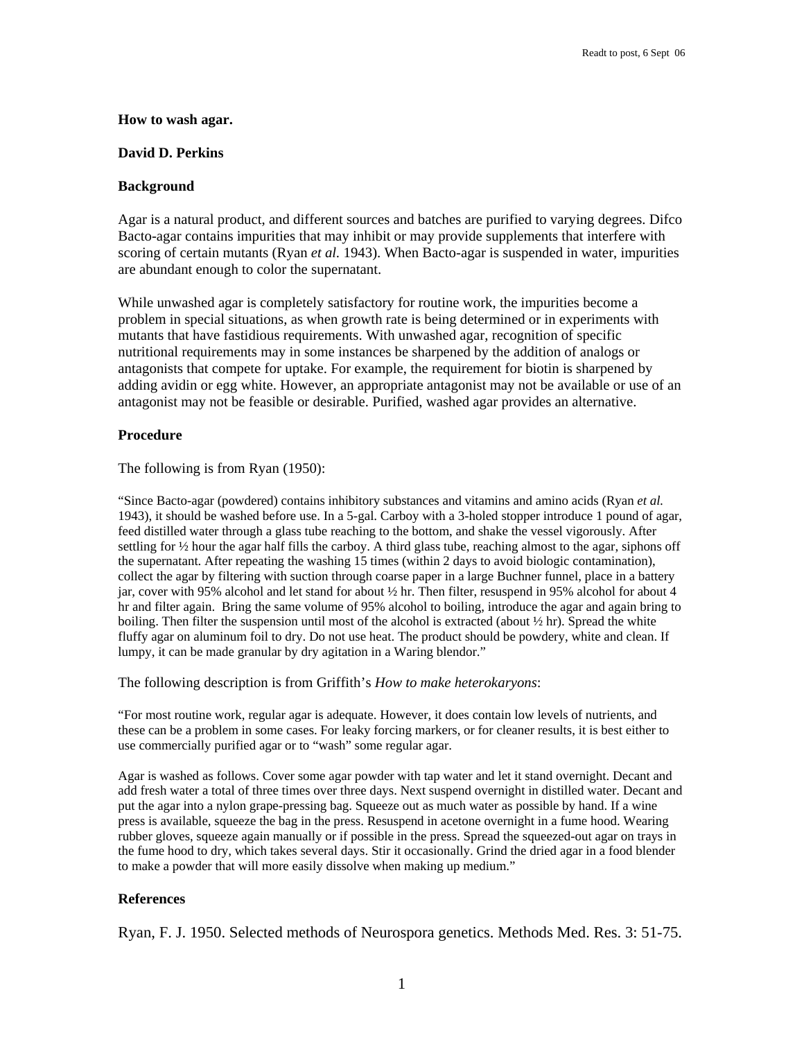**How to wash agar.**

**David D. Perkins**

## Background

Agar is a natural product, and different sources and batches are purified to varying degrees. Difco Bacto-agar contains impurities that may inhibit or may provide supplements that interfere with scoring of certain mutants (Ryan *et al.* 1943). When Bacto-agar is suspended in water, impurities are abundant enough to color the supernatant.

While unwashed agar is completely satisfactory for routine work, the impurities become a problem in special situations, as when growth rate is being determined or in experiments with mutants that have fastidious requirements. With unwashed agar, recognition of specific nutritional requirements may in some instances be sharpened by the addition of analogs or antagonists that compete for uptake. For example, the requirement for biotin is sharpened by adding avidin or egg white. However, an appropriate antagonist may not be available or use of an antagonist may not be feasible or desirable. Purified, washed agar provides an alternative.

## Procedure

The following is from Ryan (1950):

"Since Bacto-agar (powdered) contains inhibitory substances and vitamins and amino acids (Ryan *et al.* 1943), it should be washed before use. In a 5-gal. Carboy with a 3-holed stopper introduce 1 pound of agar, feed distilled water through a glass tube reaching to the bottom, and shake the vessel vigorously. After settling for ½ hour the agar half fills the carboy. A third glass tube, reaching almost to the agar, siphons off the supernatant. After repeating the washing 15 times (within 2 days to avoid biologic contamination), collect the agar by filtering with suction through coarse paper in a large Buchner funnel, place in a battery jar, cover with 95% alcohol and let stand for about ½ hr. Then filter, resuspend in 95% alcohol for about 4 hr and filter again. Bring the same volume of 95% alcohol to boiling, introduce the agar and again bring to boiling. Then filter the suspension until most of the alcohol is extracted (about ½ hr). Spread the white fluffy agar on aluminum foil to dry. Do not use heat. The product should be powdery, white and clean. If lumpy, it can be made granular by dry agitation in a Waring blendor."

The following description is from Griffith's *How to make heterokaryons*:

"For most routine work, regular agar is adequate. However, it does contain low levels of nutrients, and these can be a problem in some cases. For leaky forcing markers, or for cleaner results, it is best either to use commercially purified agar or to "wash" some regular agar.

Agar is washed as follows. Cover some agar powder with tap water and let it stand overnight. Decant and add fresh water a total of three times over three days. Next suspend overnight in distilled water. Decant and put the agar into a nylon grape-pressing bag. Squeeze out as much water as possible by hand. If a wine press is available, squeeze the bag in the press. Resuspend in acetone overnight in a fume hood. Wearing rubber gloves, squeeze again manually or if possible in the press. Spread the squeezed-out agar on trays in the fume hood to dry, which takes several days. Stir it occasionally. Grind the dried agar in a food blender to make a powder that will more easily dissolve when making up medium."

## References

Ryan, F. J. 1950. Selected methods of Neurospora genetics. Methods Med. Res. 3: 51-75.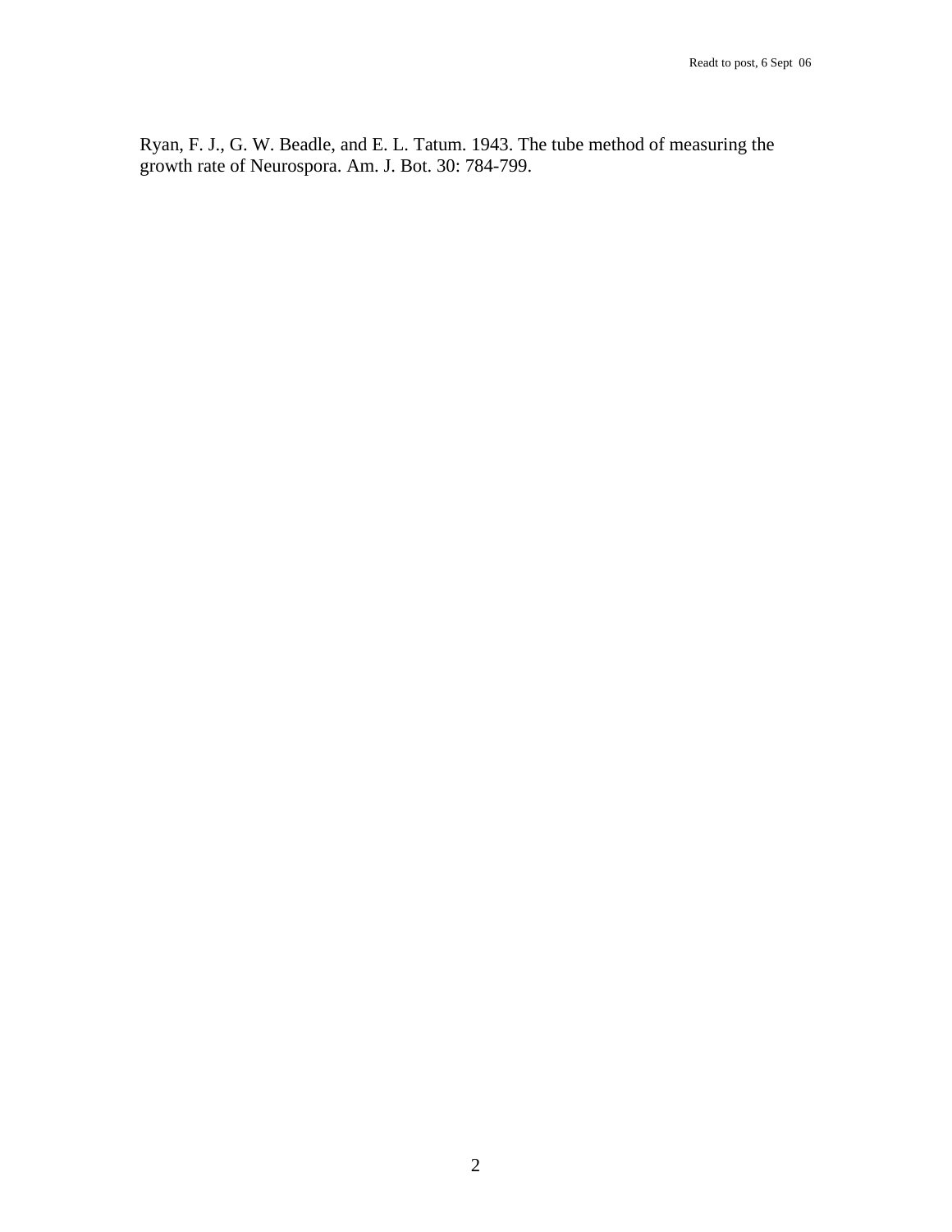Ryan, F. J., G. W. Beadle, and E. L. Tatum. 1943. The tube method of measuring the growth rate of Neurospora. Am. J. Bot. 30: 784-799.